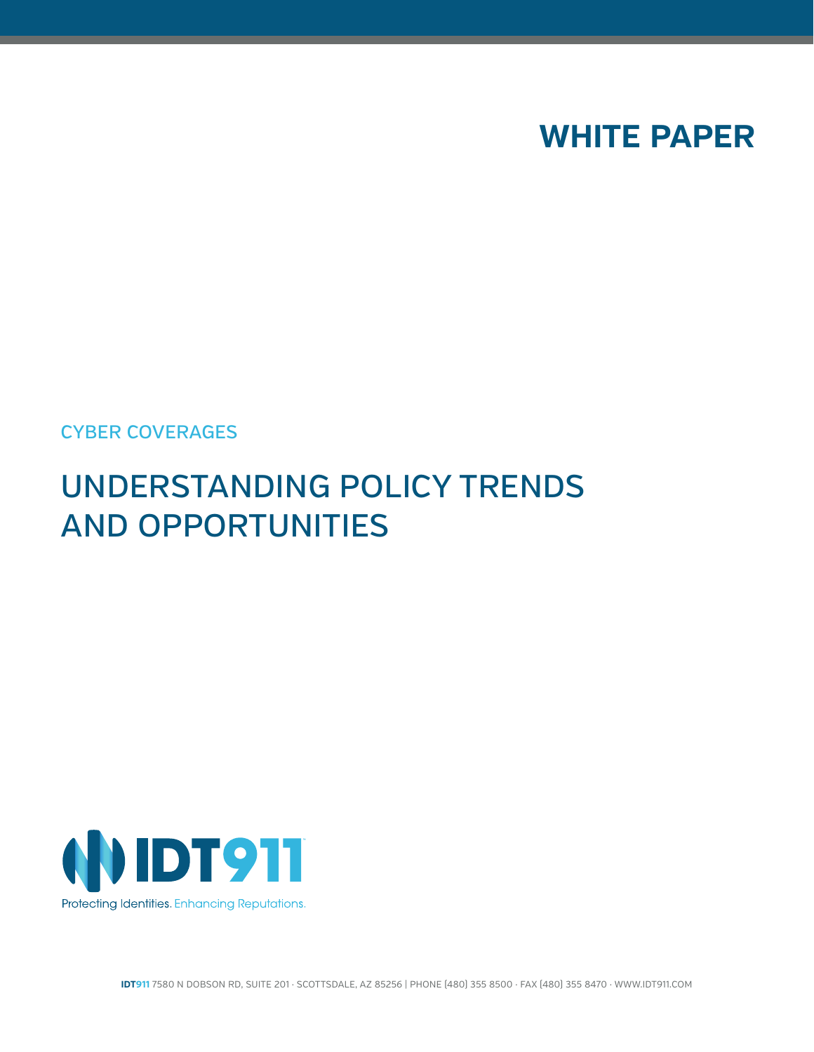# WHITE PAPER

CYBER COVERAGES

# UNDERSTANDING POLICY TRENDS AND OPPORTUNITIES

IDT911

Protecting Identities. Enhancing Reputations.

**IDT911** 7580 N DOBSON RD, SUITE 201 · SCOTTSDALE, AZ 85256 | PHONE (480) 355 8500 · FAX (480) 355 8470 · WWW.IDT911.COM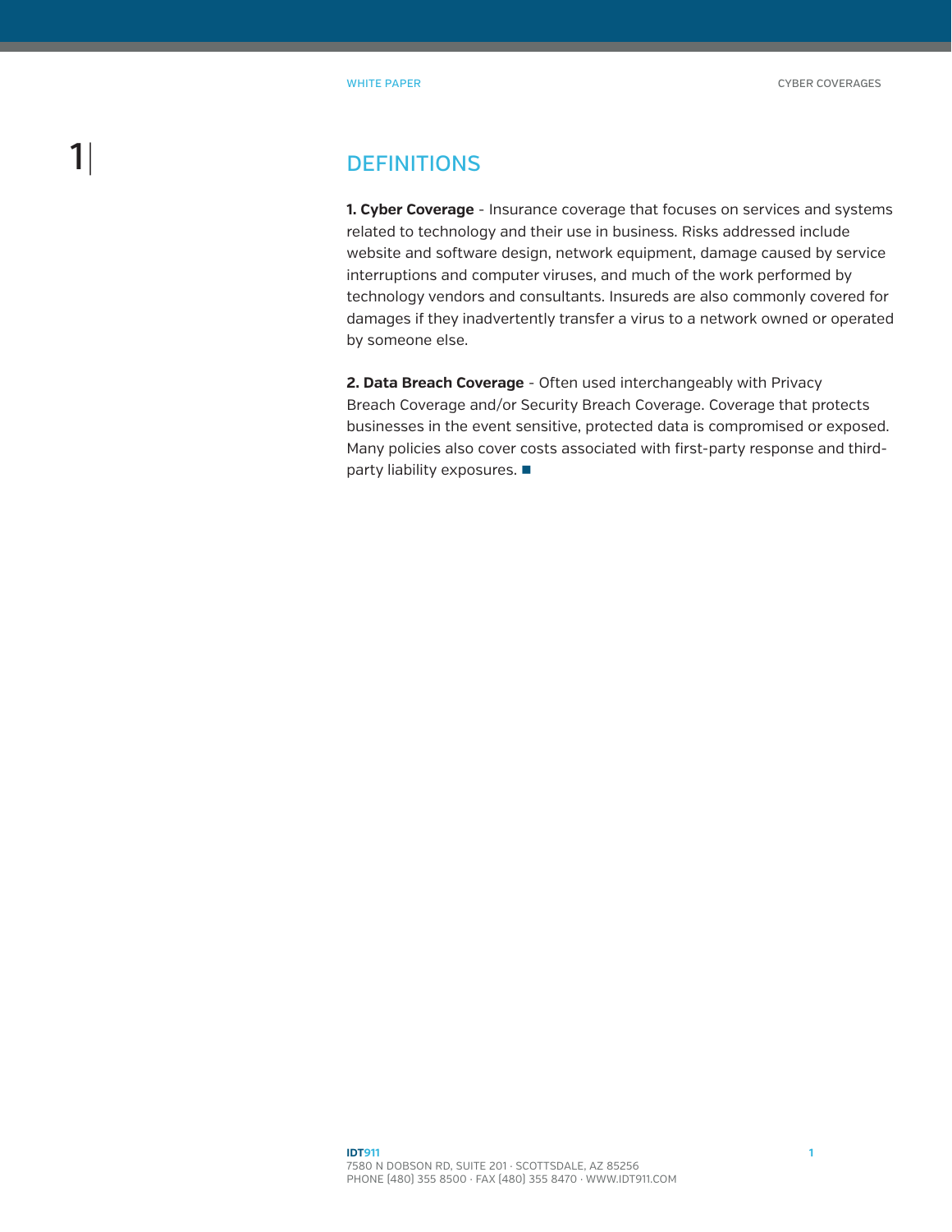## DEFINITIONS

**1. Cyber Coverage** - Insurance coverage that focuses on services and systems related to technology and their use in business. Risks addressed include website and software design, network equipment, damage caused by service interruptions and computer viruses, and much of the work performed by technology vendors and consultants. Insureds are also commonly covered for damages if they inadvertently transfer a virus to a network owned or operated by someone else.

**2. Data Breach Coverage** - Often used interchangeably with Privacy Breach Coverage and/or Security Breach Coverage. Coverage that protects businesses in the event sensitive, protected data is compromised or exposed. Many policies also cover costs associated with first-party response and third-party liability exposures. ■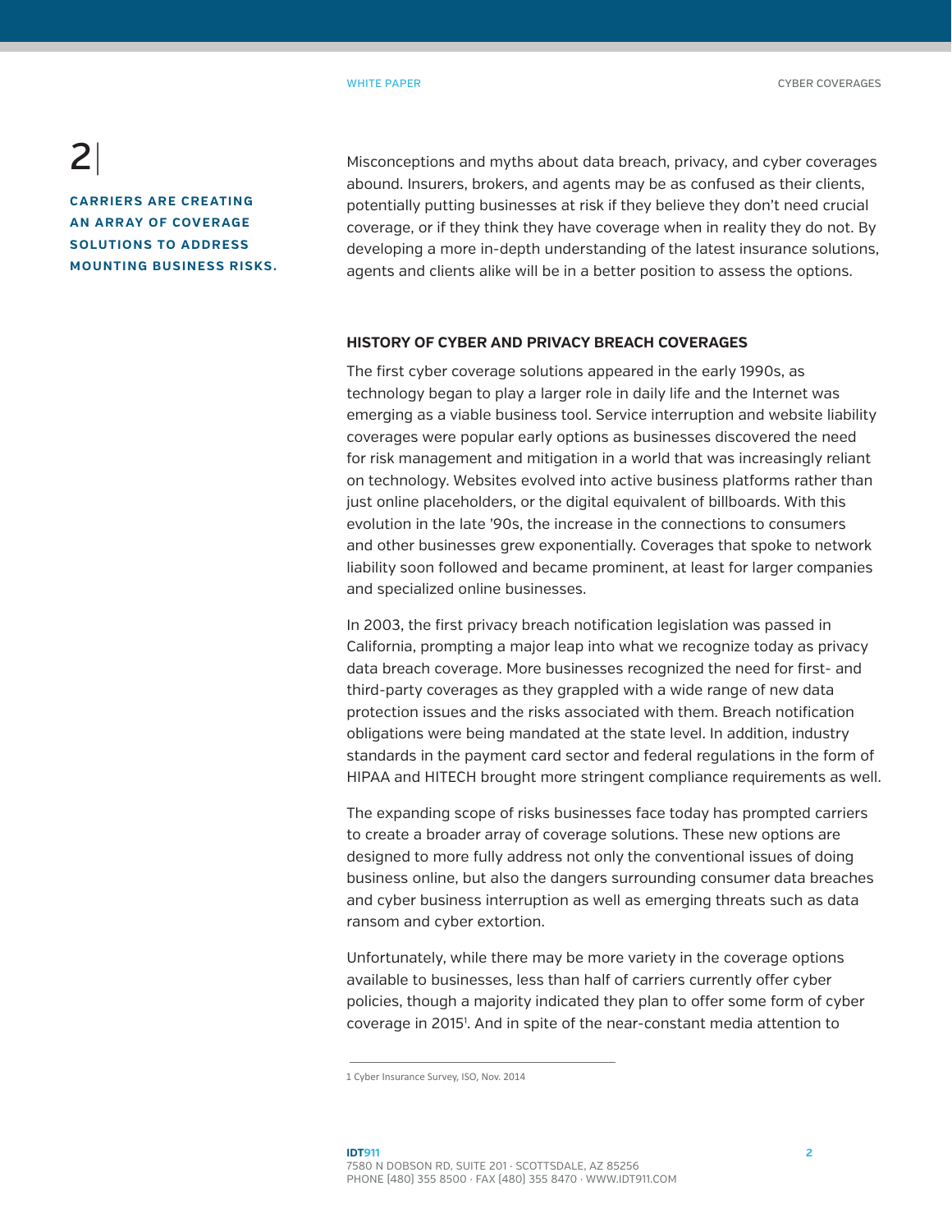## 2

**CARRIERS ARE CREATING AN ARRAY OF COVERAGE SOLUTIONS TO ADDRESS MOUNTING BUSINESS RISKS.**

Misconceptions and myths about data breach, privacy, and cyber coverages abound. Insurers, brokers, and agents may be as confused as their clients, potentially putting businesses at risk if they believe they don't need crucial coverage, or if they think they have coverage when in reality they do not. By developing a more in-depth understanding of the latest insurance solutions, agents and clients alike will be in a better position to assess the options.

### HISTORY OF CYBER AND PRIVACY BREACH COVERAGES

The first cyber coverage solutions appeared in the early 1990s, as technology began to play a larger role in daily life and the Internet was emerging as a viable business tool. Service interruption and website liability coverages were popular early options as businesses discovered the need for risk management and mitigation in a world that was increasingly reliant on technology. Websites evolved into active business platforms rather than just online placeholders, or the digital equivalent of billboards. With this evolution in the late '90s, the increase in the connections to consumers and other businesses grew exponentially. Coverages that spoke to network liability soon followed and became prominent, at least for larger companies and specialized online businesses.

In 2003, the first privacy breach notification legislation was passed in California, prompting a major leap into what we recognize today as privacy data breach coverage. More businesses recognized the need for first- and third-party coverages as they grappled with a wide range of new data protection issues and the risks associated with them. Breach notification obligations were being mandated at the state level. In addition, industry standards in the payment card sector and federal regulations in the form of HIPAA and HITECH brought more stringent compliance requirements as well.

The expanding scope of risks businesses face today has prompted carriers to create a broader array of coverage solutions. These new options are designed to more fully address not only the conventional issues of doing business online, but also the dangers surrounding consumer data breaches and cyber business interruption as well as emerging threats such as data ransom and cyber extortion.

Unfortunately, while there may be more variety in the coverage options available to businesses, less than half of carriers currently offer cyber policies, though a majority indicated they plan to offer some form of cyber coverage in 2015[1]. And in spite of the near-constant media attention to

1 Cyber Insurance Survey, ISO, Nov. 2014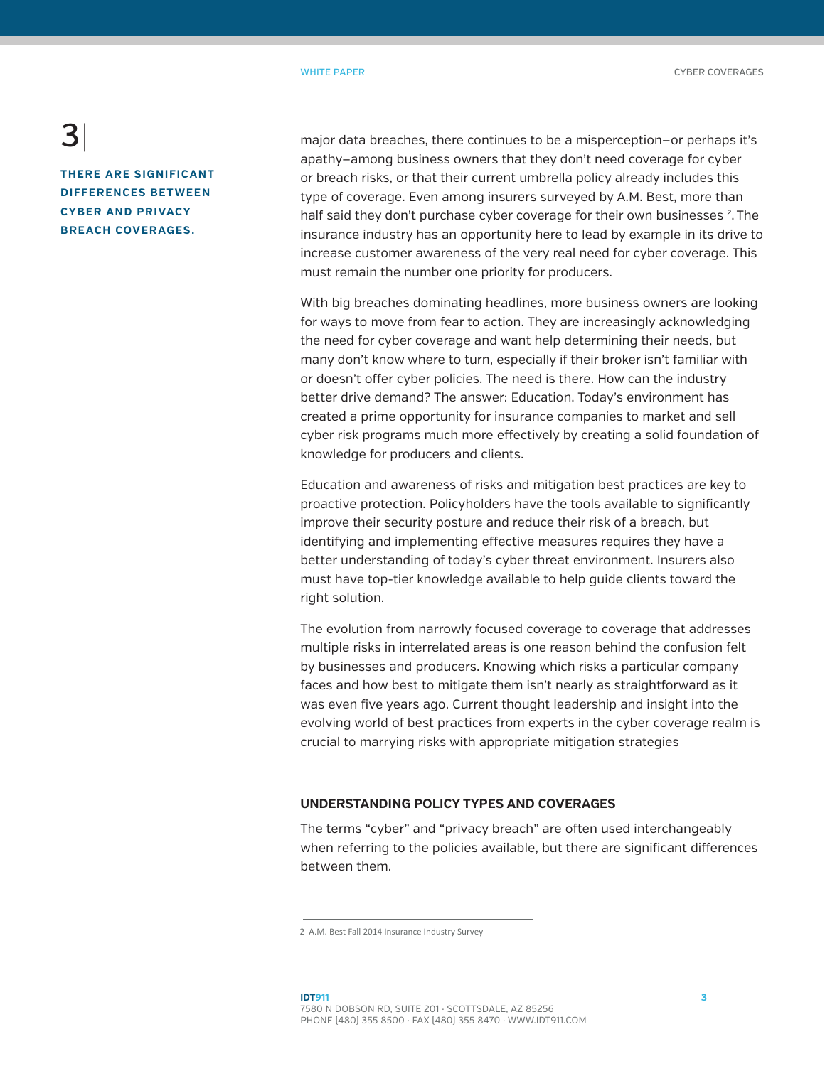3|

**THERE ARE SIGNIFICANT DIFFERENCES BETWEEN CYBER AND PRIVACY BREACH COVERAGES.**

major data breaches, there continues to be a misperception–or perhaps it's apathy–among business owners that they don't need coverage for cyber or breach risks, or that their current umbrella policy already includes this type of coverage. Even among insurers surveyed by A.M. Best, more than half said they don't purchase cyber coverage for their own businesses [2]. The insurance industry has an opportunity here to lead by example in its drive to increase customer awareness of the very real need for cyber coverage. This must remain the number one priority for producers.

With big breaches dominating headlines, more business owners are looking for ways to move from fear to action. They are increasingly acknowledging the need for cyber coverage and want help determining their needs, but many don't know where to turn, especially if their broker isn't familiar with or doesn't offer cyber policies. The need is there. How can the industry better drive demand? The answer: Education. Today's environment has created a prime opportunity for insurance companies to market and sell cyber risk programs much more effectively by creating a solid foundation of knowledge for producers and clients.

Education and awareness of risks and mitigation best practices are key to proactive protection. Policyholders have the tools available to significantly improve their security posture and reduce their risk of a breach, but identifying and implementing effective measures requires they have a better understanding of today's cyber threat environment. Insurers also must have top-tier knowledge available to help guide clients toward the right solution.

The evolution from narrowly focused coverage to coverage that addresses multiple risks in interrelated areas is one reason behind the confusion felt by businesses and producers. Knowing which risks a particular company faces and how best to mitigate them isn't nearly as straightforward as it was even five years ago. Current thought leadership and insight into the evolving world of best practices from experts in the cyber coverage realm is crucial to marrying risks with appropriate mitigation strategies

### UNDERSTANDING POLICY TYPES AND COVERAGES

The terms "cyber" and "privacy breach" are often used interchangeably when referring to the policies available, but there are significant differences between them.

---

2 A.M. Best Fall 2014 Insurance Industry Survey

**IDT911**
7580 N DOBSON RD, SUITE 201 · SCOTTSDALE, AZ 85256
PHONE (480) 355 8500 · FAX (480) 355 8470 · WWW.IDT911.COM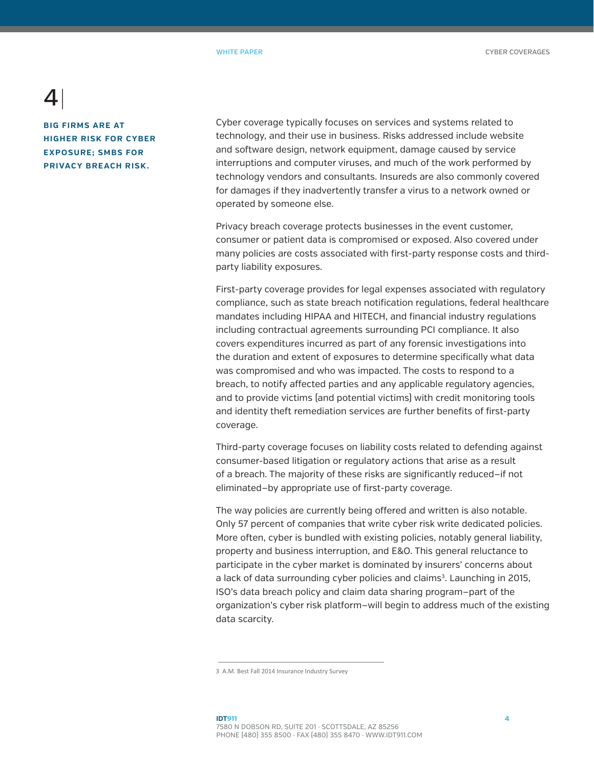4|

**BIG FIRMS ARE AT HIGHER RISK FOR CYBER EXPOSURE; SMBS FOR PRIVACY BREACH RISK.**

Cyber coverage typically focuses on services and systems related to technology, and their use in business. Risks addressed include website and software design, network equipment, damage caused by service interruptions and computer viruses, and much of the work performed by technology vendors and consultants. Insureds are also commonly covered for damages if they inadvertently transfer a virus to a network owned or operated by someone else.

Privacy breach coverage protects businesses in the event customer, consumer or patient data is compromised or exposed. Also covered under many policies are costs associated with first-party response costs and third-party liability exposures.

First-party coverage provides for legal expenses associated with regulatory compliance, such as state breach notification regulations, federal healthcare mandates including HIPAA and HITECH, and financial industry regulations including contractual agreements surrounding PCI compliance. It also covers expenditures incurred as part of any forensic investigations into the duration and extent of exposures to determine specifically what data was compromised and who was impacted. The costs to respond to a breach, to notify affected parties and any applicable regulatory agencies, and to provide victims (and potential victims) with credit monitoring tools and identity theft remediation services are further benefits of first-party coverage.

Third-party coverage focuses on liability costs related to defending against consumer-based litigation or regulatory actions that arise as a result of a breach. The majority of these risks are significantly reduced–if not eliminated–by appropriate use of first-party coverage.

The way policies are currently being offered and written is also notable. Only 57 percent of companies that write cyber risk write dedicated policies. More often, cyber is bundled with existing policies, notably general liability, property and business interruption, and E&O. This general reluctance to participate in the cyber market is dominated by insurers' concerns about a lack of data surrounding cyber policies and claims[3]. Launching in 2015, ISO's data breach policy and claim data sharing program–part of the organization's cyber risk platform–will begin to address much of the existing data scarcity.

3 A.M. Best Fall 2014 Insurance Industry Survey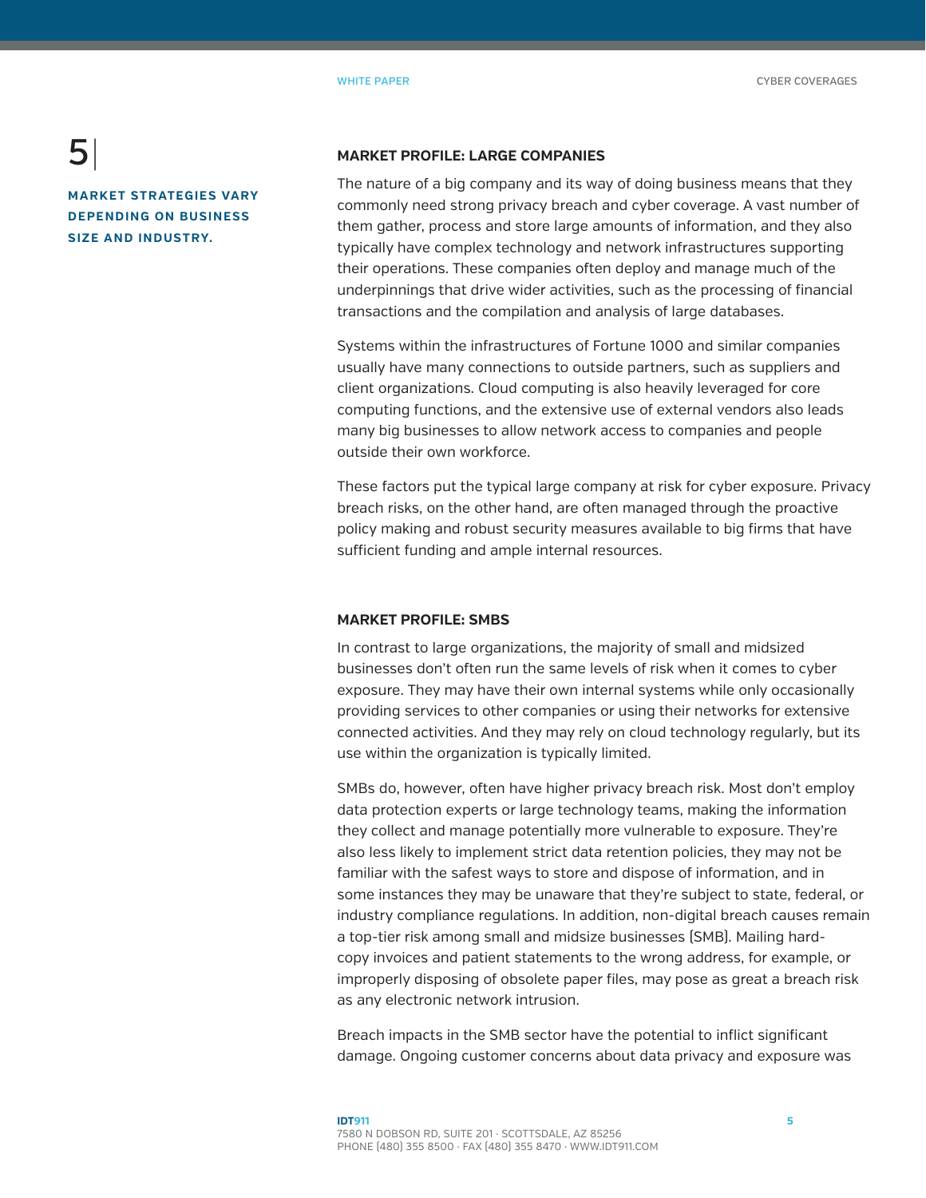5|

**MARKET STRATEGIES VARY DEPENDING ON BUSINESS SIZE AND INDUSTRY.**

### MARKET PROFILE: LARGE COMPANIES

The nature of a big company and its way of doing business means that they commonly need strong privacy breach and cyber coverage. A vast number of them gather, process and store large amounts of information, and they also typically have complex technology and network infrastructures supporting their operations. These companies often deploy and manage much of the underpinnings that drive wider activities, such as the processing of financial transactions and the compilation and analysis of large databases.

Systems within the infrastructures of Fortune 1000 and similar companies usually have many connections to outside partners, such as suppliers and client organizations. Cloud computing is also heavily leveraged for core computing functions, and the extensive use of external vendors also leads many big businesses to allow network access to companies and people outside their own workforce.

These factors put the typical large company at risk for cyber exposure. Privacy breach risks, on the other hand, are often managed through the proactive policy making and robust security measures available to big firms that have sufficient funding and ample internal resources.

### MARKET PROFILE: SMBS

In contrast to large organizations, the majority of small and midsized businesses don't often run the same levels of risk when it comes to cyber exposure. They may have their own internal systems while only occasionally providing services to other companies or using their networks for extensive connected activities. And they may rely on cloud technology regularly, but its use within the organization is typically limited.

SMBs do, however, often have higher privacy breach risk. Most don't employ data protection experts or large technology teams, making the information they collect and manage potentially more vulnerable to exposure. They're also less likely to implement strict data retention policies, they may not be familiar with the safest ways to store and dispose of information, and in some instances they may be unaware that they're subject to state, federal, or industry compliance regulations. In addition, non-digital breach causes remain a top-tier risk among small and midsize businesses (SMB). Mailing hard-copy invoices and patient statements to the wrong address, for example, or improperly disposing of obsolete paper files, may pose as great a breach risk as any electronic network intrusion.

Breach impacts in the SMB sector have the potential to inflict significant damage. Ongoing customer concerns about data privacy and exposure was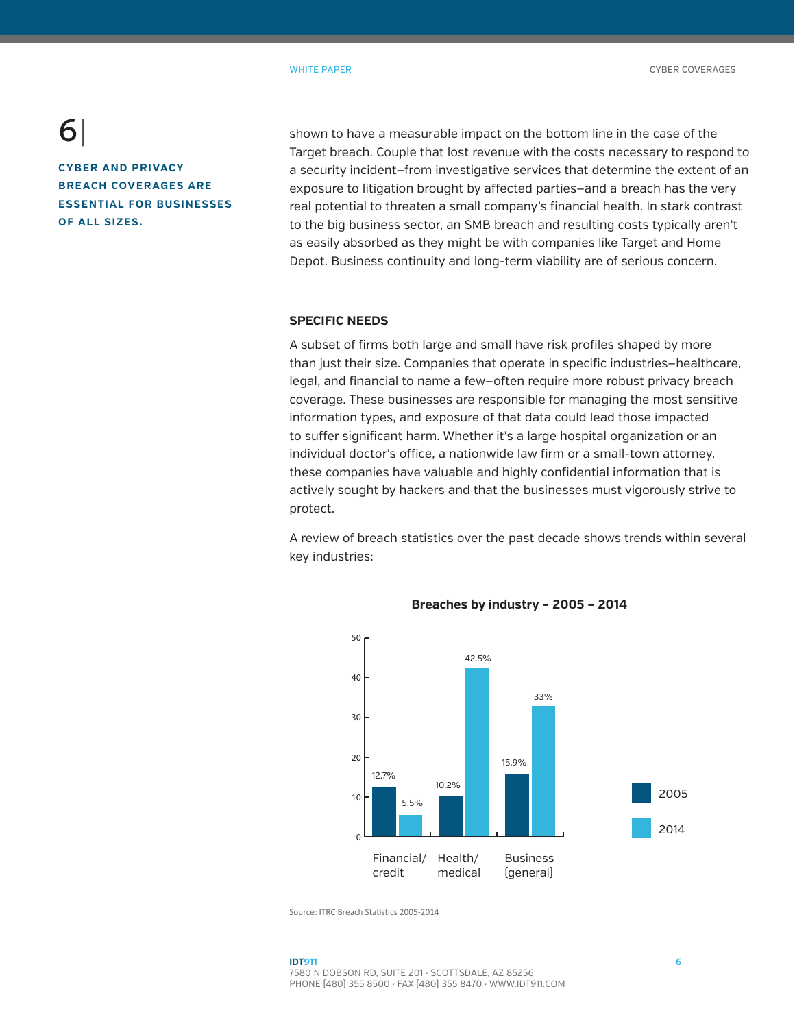# 6

**CYBER AND PRIVACY BREACH COVERAGES ARE ESSENTIAL FOR BUSINESSES OF ALL SIZES.**

shown to have a measurable impact on the bottom line in the case of the Target breach. Couple that lost revenue with the costs necessary to respond to a security incident–from investigative services that determine the extent of an exposure to litigation brought by affected parties–and a breach has the very real potential to threaten a small company's financial health. In stark contrast to the big business sector, an SMB breach and resulting costs typically aren't as easily absorbed as they might be with companies like Target and Home Depot. Business continuity and long-term viability are of serious concern.

## SPECIFIC NEEDS

A subset of firms both large and small have risk profiles shaped by more than just their size. Companies that operate in specific industries–healthcare, legal, and financial to name a few–often require more robust privacy breach coverage. These businesses are responsible for managing the most sensitive information types, and exposure of that data could lead those impacted to suffer significant harm. Whether it's a large hospital organization or an individual doctor's office, a nationwide law firm or a small-town attorney, these companies have valuable and highly confidential information that is actively sought by hackers and that the businesses must vigorously strive to protect.

A review of breach statistics over the past decade shows trends within several key industries:

**Breaches by industry – 2005 – 2014**

50
40
30
20
10
0

12.7%
5.5%
10.2%
42.5%
15.9%
33%

Financial/credit
Health/medical
Business (general)

2005
2014

Source: ITRC Breach Statistics 2005-2014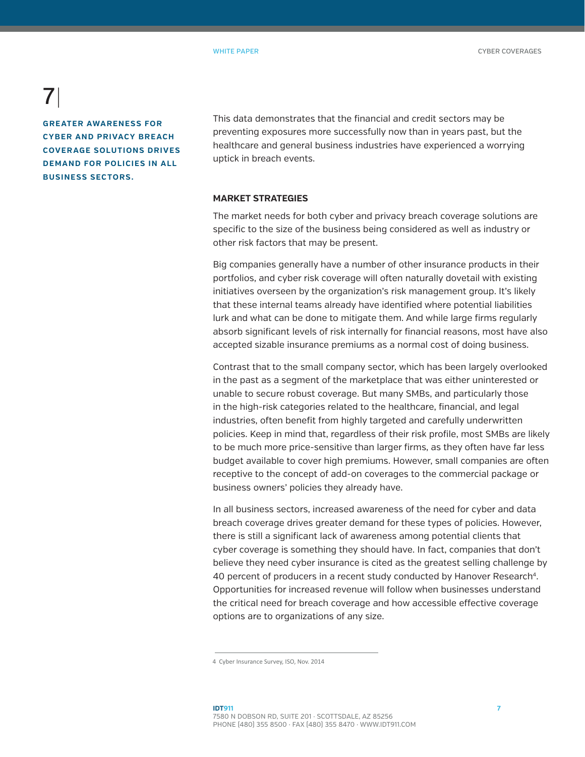**GREATER AWARENESS FOR CYBER AND PRIVACY BREACH COVERAGE SOLUTIONS DRIVES DEMAND FOR POLICIES IN ALL BUSINESS SECTORS.**

This data demonstrates that the financial and credit sectors may be preventing exposures more successfully now than in years past, but the healthcare and general business industries have experienced a worrying uptick in breach events.

### MARKET STRATEGIES

The market needs for both cyber and privacy breach coverage solutions are specific to the size of the business being considered as well as industry or other risk factors that may be present.

Big companies generally have a number of other insurance products in their portfolios, and cyber risk coverage will often naturally dovetail with existing initiatives overseen by the organization's risk management group. It's likely that these internal teams already have identified where potential liabilities lurk and what can be done to mitigate them. And while large firms regularly absorb significant levels of risk internally for financial reasons, most have also accepted sizable insurance premiums as a normal cost of doing business.

Contrast that to the small company sector, which has been largely overlooked in the past as a segment of the marketplace that was either uninterested or unable to secure robust coverage. But many SMBs, and particularly those in the high-risk categories related to the healthcare, financial, and legal industries, often benefit from highly targeted and carefully underwritten policies. Keep in mind that, regardless of their risk profile, most SMBs are likely to be much more price-sensitive than larger firms, as they often have far less budget available to cover high premiums. However, small companies are often receptive to the concept of add-on coverages to the commercial package or business owners' policies they already have.

In all business sectors, increased awareness of the need for cyber and data breach coverage drives greater demand for these types of policies. However, there is still a significant lack of awareness among potential clients that cyber coverage is something they should have. In fact, companies that don't believe they need cyber insurance is cited as the greatest selling challenge by 40 percent of producers in a recent study conducted by Hanover Research[4]. Opportunities for increased revenue will follow when businesses understand the critical need for breach coverage and how accessible effective coverage options are to organizations of any size.

---

4 Cyber Insurance Survey, ISO, Nov. 2014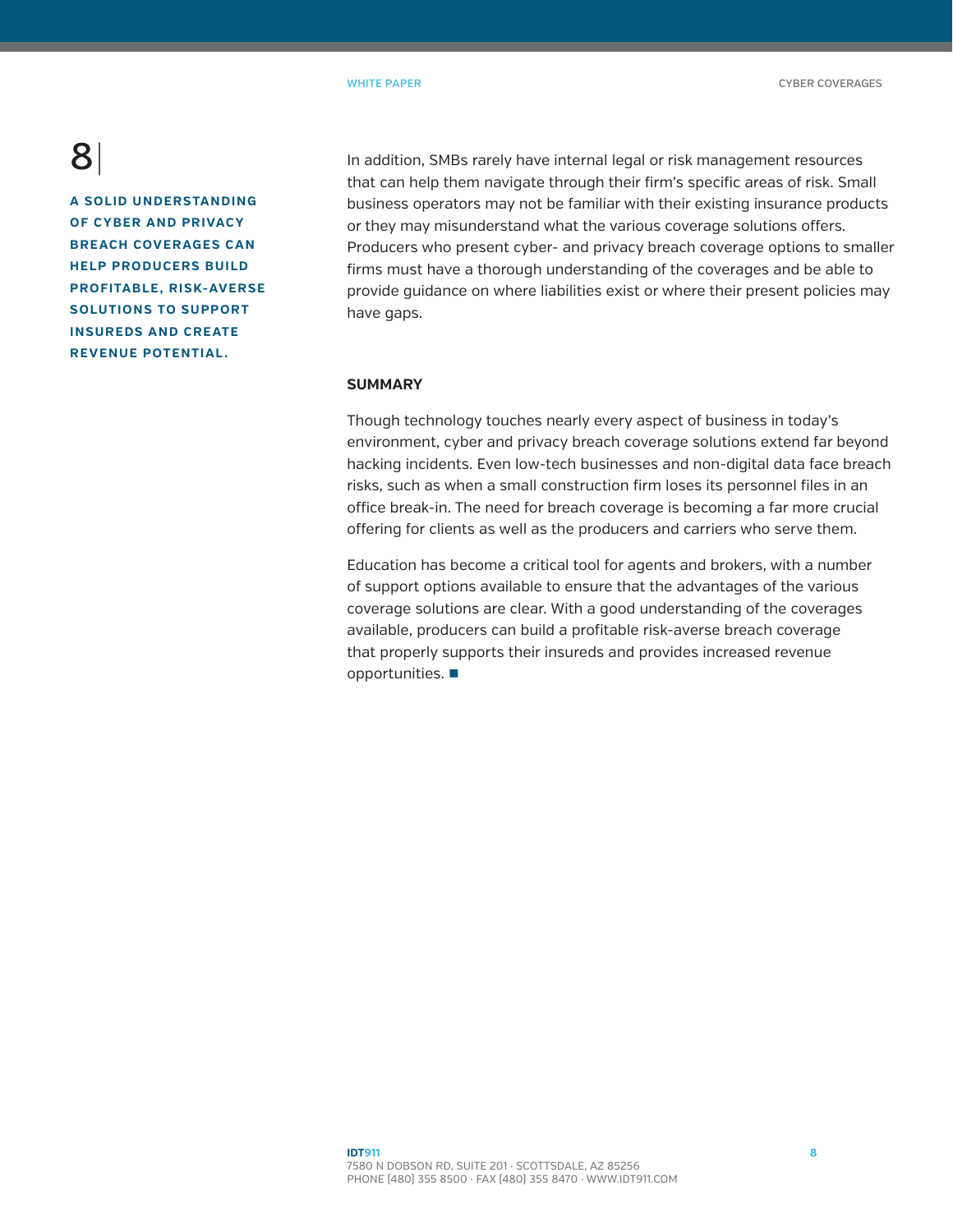8|

**A SOLID UNDERSTANDING OF CYBER AND PRIVACY BREACH COVERAGES CAN HELP PRODUCERS BUILD PROFITABLE, RISK-AVERSE SOLUTIONS TO SUPPORT INSUREDS AND CREATE REVENUE POTENTIAL.**

In addition, SMBs rarely have internal legal or risk management resources that can help them navigate through their firm's specific areas of risk. Small business operators may not be familiar with their existing insurance products or they may misunderstand what the various coverage solutions offers. Producers who present cyber- and privacy breach coverage options to smaller firms must have a thorough understanding of the coverages and be able to provide guidance on where liabilities exist or where their present policies may have gaps.

## SUMMARY

Though technology touches nearly every aspect of business in today's environment, cyber and privacy breach coverage solutions extend far beyond hacking incidents. Even low-tech businesses and non-digital data face breach risks, such as when a small construction firm loses its personnel files in an office break-in. The need for breach coverage is becoming a far more crucial offering for clients as well as the producers and carriers who serve them.

Education has become a critical tool for agents and brokers, with a number of support options available to ensure that the advantages of the various coverage solutions are clear. With a good understanding of the coverages available, producers can build a profitable risk-averse breach coverage that properly supports their insureds and provides increased revenue opportunities. ■

**IDT911**
7580 N DOBSON RD, SUITE 201 · SCOTTSDALE, AZ 85256
PHONE (480) 355 8500 · FAX (480) 355 8470 · WWW.IDT911.COM